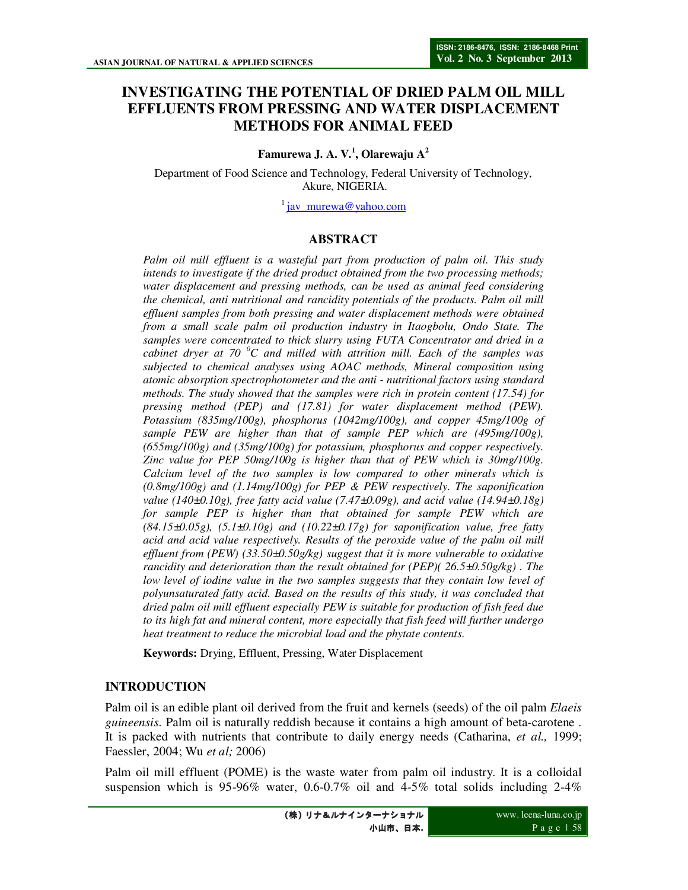# INVESTIGATING THE POTENTIAL OF DRIED PALM OIL MILL EFFLUENTS FROM PRESSING AND WATER DISPLACEMENT METHODS FOR ANIMAL FEED

**Famurewa J. A. V.[1], Olarewaju A[2]**

Department of Food Science and Technology, Federal University of Technology, Akure, NIGERIA.

[1] jav_murewa@yahoo.com

## ABSTRACT

*Palm oil mill effluent is a wasteful part from production of palm oil. This study intends to investigate if the dried product obtained from the two processing methods; water displacement and pressing methods, can be used as animal feed considering the chemical, anti nutritional and rancidity potentials of the products. Palm oil mill effluent samples from both pressing and water displacement methods were obtained from a small scale palm oil production industry in Itaogbolu, Ondo State. The samples were concentrated to thick slurry using FUTA Concentrator and dried in a cabinet dryer at 70 $^{0}$C and milled with attrition mill. Each of the samples was subjected to chemical analyses using AOAC methods, Mineral composition using atomic absorption spectrophotometer and the anti - nutritional factors using standard methods. The study showed that the samples were rich in protein content (17.54) for pressing method (PEP) and (17.81) for water displacement method (PEW). Potassium (835mg/100g), phosphorus (1042mg/100g), and copper 45mg/100g of sample PEW are higher than that of sample PEP which are (495mg/100g), (655mg/100g) and (35mg/100g) for potassium, phosphorus and copper respectively. Zinc value for PEP 50mg/100g is higher than that of PEW which is 30mg/100g. Calcium level of the two samples is low compared to other minerals which is (0.8mg/100g) and (1.14mg/100g) for PEP & PEW respectively. The saponification value (140±0.10g), free fatty acid value (7.47±0.09g), and acid value (14.94±0.18g) for sample PEP is higher than that obtained for sample PEW which are (84.15±0.05g), (5.1±0.10g) and (10.22±0.17g) for saponification value, free fatty acid and acid value respectively. Results of the peroxide value of the palm oil mill effluent from (PEW) (33.50±0.50g/kg) suggest that it is more vulnerable to oxidative rancidity and deterioration than the result obtained for (PEP)( 26.5±0.50g/kg) . The low level of iodine value in the two samples suggests that they contain low level of polyunsaturated fatty acid. Based on the results of this study, it was concluded that dried palm oil mill effluent especially PEW is suitable for production of fish feed due to its high fat and mineral content, more especially that fish feed will further undergo heat treatment to reduce the microbial load and the phytate contents.*

**Keywords:** Drying, Effluent, Pressing, Water Displacement

## INTRODUCTION

Palm oil is an edible plant oil derived from the fruit and kernels (seeds) of the oil palm *Elaeis guineensis*. Palm oil is naturally reddish because it contains a high amount of beta-carotene . It is packed with nutrients that contribute to daily energy needs (Catharina, *et al.,* 1999; Faessler, 2004; Wu *et al;* 2006)

Palm oil mill effluent (POME) is the waste water from palm oil industry. It is a colloidal suspension which is 95-96% water, 0.6-0.7% oil and 4-5% total solids including 2-4%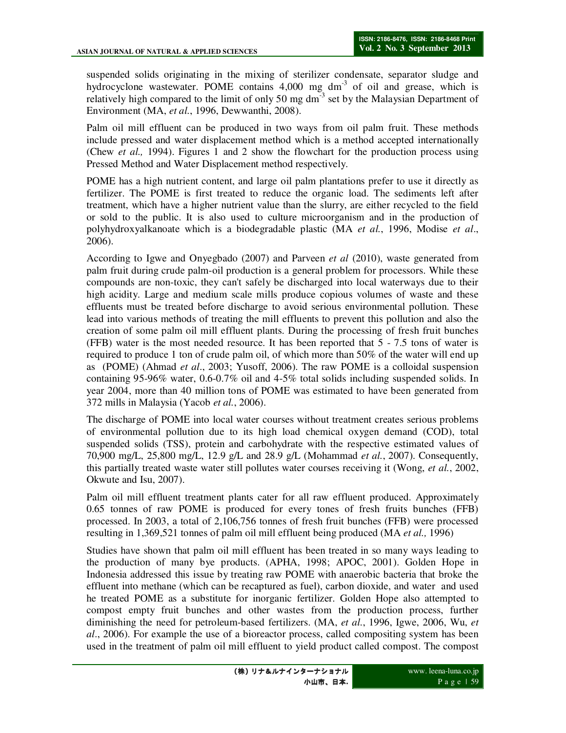suspended solids originating in the mixing of sterilizer condensate, separator sludge and hydrocyclone wastewater. POME contains 4,000 mg $dm^{-3}$ of oil and grease, which is relatively high compared to the limit of only 50 mg $dm^{-3}$ set by the Malaysian Department of Environment (MA, *et al.*, 1996, Dewwanthi, 2008).

Palm oil mill effluent can be produced in two ways from oil palm fruit. These methods include pressed and water displacement method which is a method accepted internationally (Chew *et al.,* 1994). Figures 1 and 2 show the flowchart for the production process using Pressed Method and Water Displacement method respectively.

POME has a high nutrient content, and large oil palm plantations prefer to use it directly as fertilizer. The POME is first treated to reduce the organic load. The sediments left after treatment, which have a higher nutrient value than the slurry, are either recycled to the field or sold to the public. It is also used to culture microorganism and in the production of polyhydroxyalkanoate which is a biodegradable plastic (MA *et al.*, 1996, Modise *et al*., 2006).

According to Igwe and Onyegbado (2007) and Parveen *et al* (2010), waste generated from palm fruit during crude palm-oil production is a general problem for processors. While these compounds are non-toxic, they can't safely be discharged into local waterways due to their high acidity. Large and medium scale mills produce copious volumes of waste and these effluents must be treated before discharge to avoid serious environmental pollution. These lead into various methods of treating the mill effluents to prevent this pollution and also the creation of some palm oil mill effluent plants. During the processing of fresh fruit bunches (FFB) water is the most needed resource. It has been reported that 5 - 7.5 tons of water is required to produce 1 ton of crude palm oil, of which more than 50% of the water will end up as (POME) (Ahmad *et al*., 2003; Yusoff, 2006). The raw POME is a colloidal suspension containing 95-96% water, 0.6-0.7% oil and 4-5% total solids including suspended solids. In year 2004, more than 40 million tons of POME was estimated to have been generated from 372 mills in Malaysia (Yacob *et al.*, 2006).

The discharge of POME into local water courses without treatment creates serious problems of environmental pollution due to its high load chemical oxygen demand (COD), total suspended solids (TSS), protein and carbohydrate with the respective estimated values of 70,900 mg/L, 25,800 mg/L, 12.9 g/L and 28.9 g/L (Mohammad *et al.*, 2007). Consequently, this partially treated waste water still pollutes water courses receiving it (Wong, *et al.*, 2002, Okwute and Isu, 2007).

Palm oil mill effluent treatment plants cater for all raw effluent produced. Approximately 0.65 tonnes of raw POME is produced for every tones of fresh fruits bunches (FFB) processed. In 2003, a total of 2,106,756 tonnes of fresh fruit bunches (FFB) were processed resulting in 1,369,521 tonnes of palm oil mill effluent being produced (MA *et al.,* 1996)

Studies have shown that palm oil mill effluent has been treated in so many ways leading to the production of many bye products. (APHA, 1998; APOC, 2001). Golden Hope in Indonesia addressed this issue by treating raw POME with anaerobic bacteria that broke the effluent into methane (which can be recaptured as fuel), carbon dioxide, and water and used he treated POME as a substitute for inorganic fertilizer. Golden Hope also attempted to compost empty fruit bunches and other wastes from the production process, further diminishing the need for petroleum-based fertilizers. (MA, *et al.*, 1996, Igwe, 2006, Wu, *et al*., 2006). For example the use of a bioreactor process, called compositing system has been used in the treatment of palm oil mill effluent to yield product called compost. The compost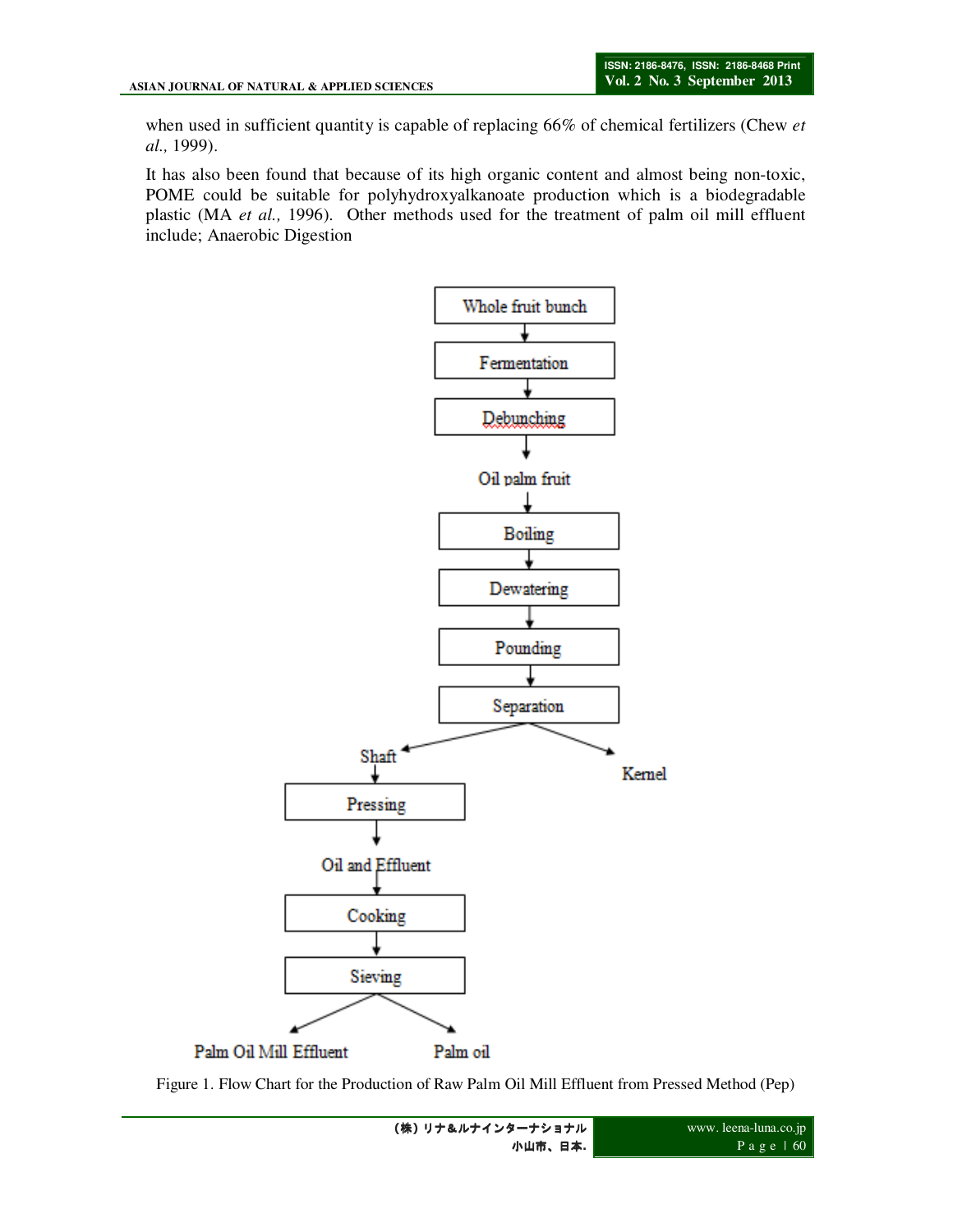when used in sufficient quantity is capable of replacing 66% of chemical fertilizers (Chew *et al.,* 1999).

It has also been found that because of its high organic content and almost being non-toxic, POME could be suitable for polyhydroxyalkanoate production which is a biodegradable plastic (MA *et al.,* 1996). Other methods used for the treatment of palm oil mill effluent include; Anaerobic Digestion

Whole fruit bunch → Fermentation → Debunching → Oil palm fruit → Boiling → Dewatering → Pounding → Separation → Shaft / Kernel

Shaft → Pressing → Oil and Effluent → Cooking → Sieving → Palm Oil Mill Effluent / Palm oil

Figure 1. Flow Chart for the Production of Raw Palm Oil Mill Effluent from Pressed Method (Pep)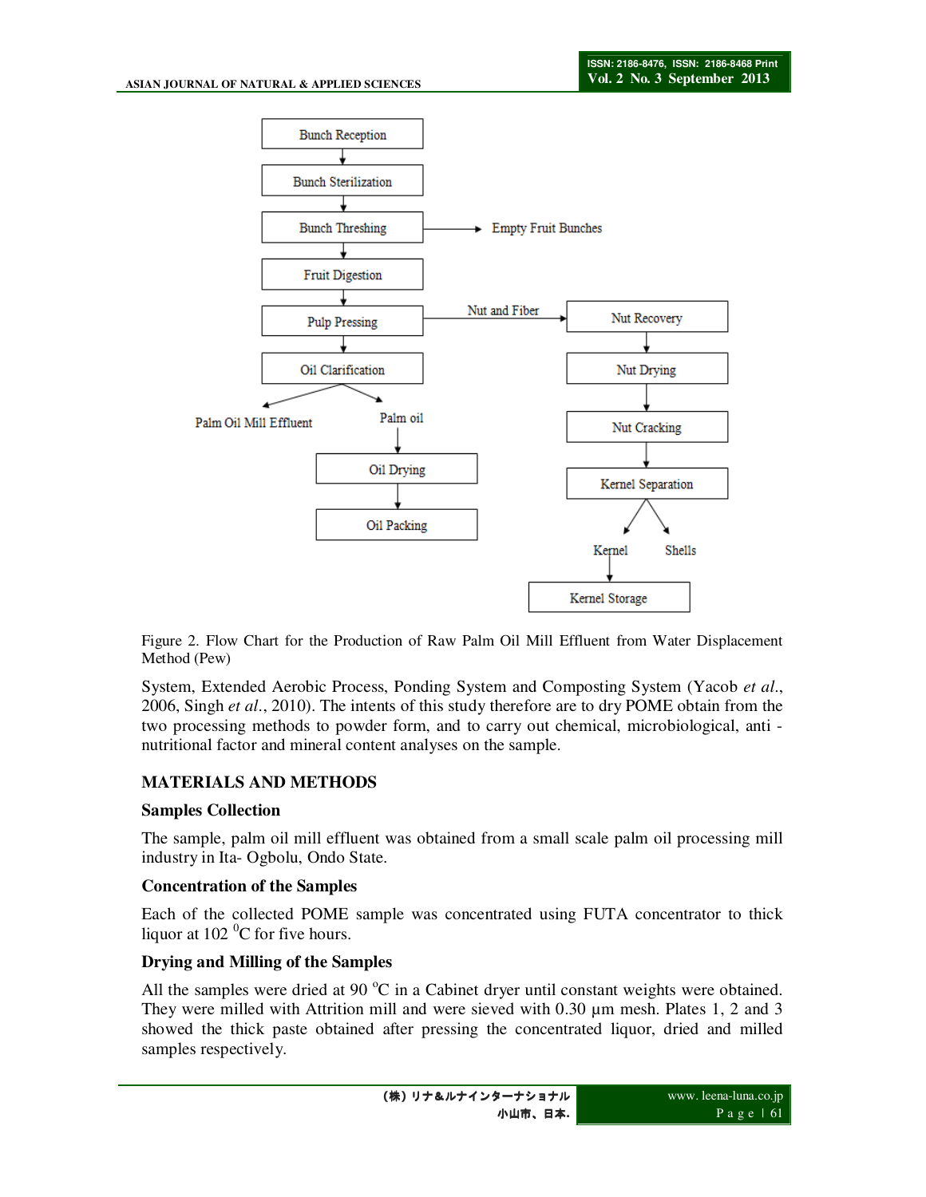Figure 2. Flow Chart for the Production of Raw Palm Oil Mill Effluent from Water Displacement Method (Pew)

System, Extended Aerobic Process, Ponding System and Composting System (Yacob *et al*., 2006, Singh *et al*., 2010). The intents of this study therefore are to dry POME obtain from the two processing methods to powder form, and to carry out chemical, microbiological, anti - nutritional factor and mineral content analyses on the sample.

## MATERIALS AND METHODS

### Samples Collection

The sample, palm oil mill effluent was obtained from a small scale palm oil processing mill industry in Ita- Ogbolu, Ondo State.

### Concentration of the Samples

Each of the collected POME sample was concentrated using FUTA concentrator to thick liquor at 102 $^0$C for five hours.

### Drying and Milling of the Samples

All the samples were dried at 90 $^o$C in a Cabinet dryer until constant weights were obtained. They were milled with Attrition mill and were sieved with 0.30 µm mesh. Plates 1, 2 and 3 showed the thick paste obtained after pressing the concentrated liquor, dried and milled samples respectively.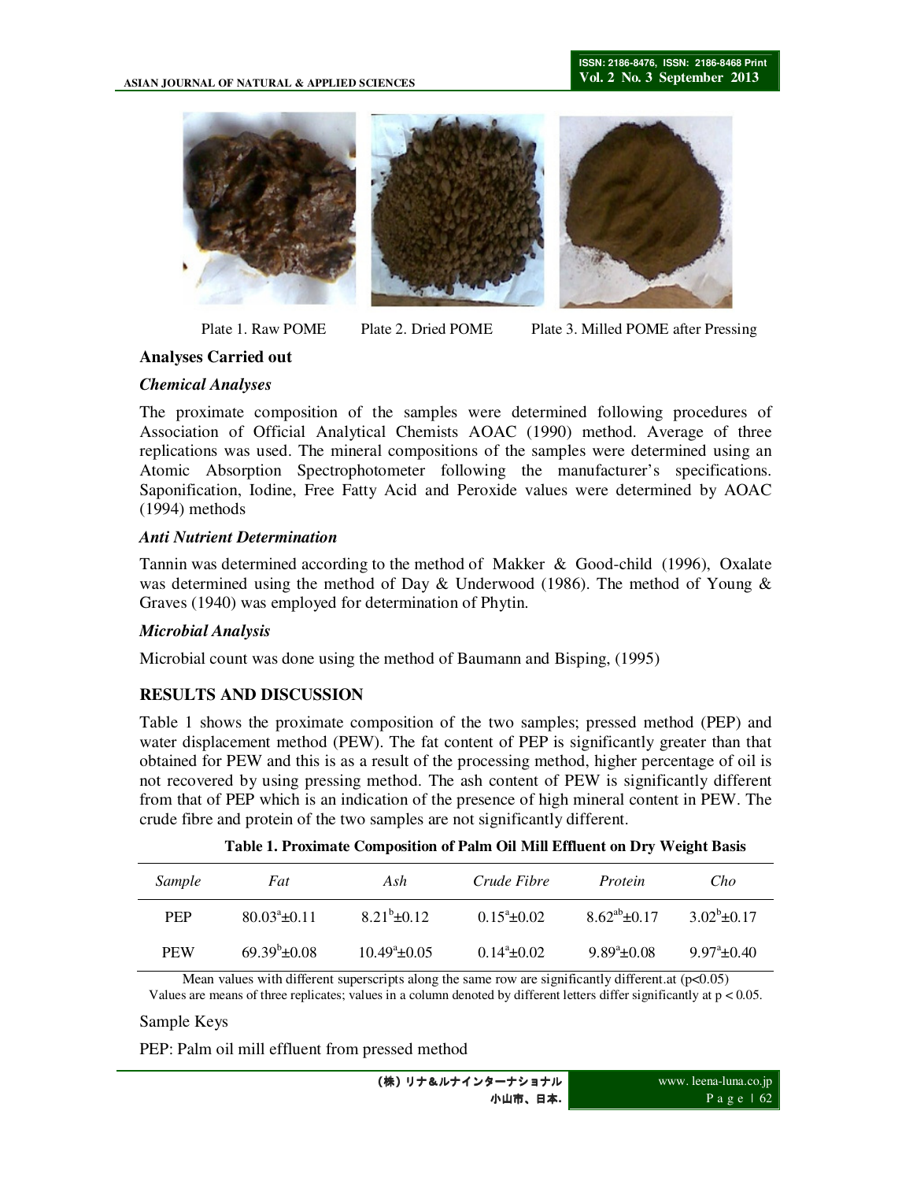Plate 1. Raw POME Plate 2. Dried POME Plate 3. Milled POME after Pressing

### Analyses Carried out

#### *Chemical Analyses*

The proximate composition of the samples were determined following procedures of Association of Official Analytical Chemists AOAC (1990) method. Average of three replications was used. The mineral compositions of the samples were determined using an Atomic Absorption Spectrophotometer following the manufacturer's specifications. Saponification, Iodine, Free Fatty Acid and Peroxide values were determined by AOAC (1994) methods

#### *Anti Nutrient Determination*

Tannin was determined according to the method of Makker & Good-child (1996), Oxalate was determined using the method of Day & Underwood (1986). The method of Young & Graves (1940) was employed for determination of Phytin.

#### *Microbial Analysis*

Microbial count was done using the method of Baumann and Bisping, (1995)

## RESULTS AND DISCUSSION

Table 1 shows the proximate composition of the two samples; pressed method (PEP) and water displacement method (PEW). The fat content of PEP is significantly greater than that obtained for PEW and this is as a result of the processing method, higher percentage of oil is not recovered by using pressing method. The ash content of PEW is significantly different from that of PEP which is an indication of the presence of high mineral content in PEW. The crude fibre and protein of the two samples are not significantly different.

**Table 1. Proximate Composition of Palm Oil Mill Effluent on Dry Weight Basis**

| *Sample* | *Fat* | *Ash* | *Crude Fibre* | *Protein* | *Cho* |
|---|---|---|---|---|---|
| PEP | $80.03^{a}\pm0.11$ | $8.21^{b}\pm0.12$ | $0.15^{a}\pm0.02$ | $8.62^{ab}\pm0.17$ | $3.02^{b}\pm0.17$ |
| PEW | $69.39^{b}\pm0.08$ | $10.49^{a}\pm0.05$ | $0.14^{a}\pm0.02$ | $9.89^{a}\pm0.08$ | $9.97^{a}\pm0.40$ |

Mean values with different superscripts along the same row are significantly different.at ($p<0.05$)
Values are means of three replicates; values in a column denoted by different letters differ significantly at $p < 0.05$.

Sample Keys

PEP: Palm oil mill effluent from pressed method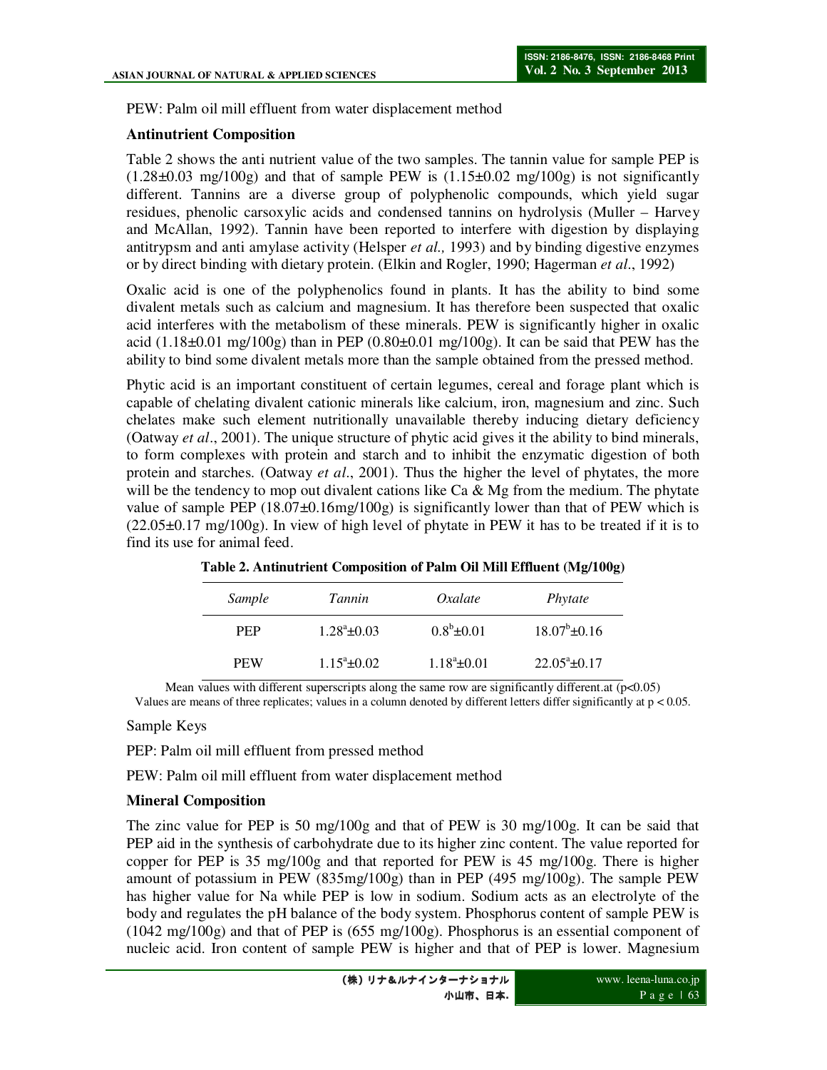PEW: Palm oil mill effluent from water displacement method

**Antinutrient Composition**

Table 2 shows the anti nutrient value of the two samples. The tannin value for sample PEP is (1.28±0.03 mg/100g) and that of sample PEW is (1.15±0.02 mg/100g) is not significantly different. Tannins are a diverse group of polyphenolic compounds, which yield sugar residues, phenolic carsoxylic acids and condensed tannins on hydrolysis (Muller – Harvey and McAllan, 1992). Tannin have been reported to interfere with digestion by displaying antitrypsm and anti amylase activity (Helsper *et al.,* 1993) and by binding digestive enzymes or by direct binding with dietary protein. (Elkin and Rogler, 1990; Hagerman *et al*., 1992)

Oxalic acid is one of the polyphenolics found in plants. It has the ability to bind some divalent metals such as calcium and magnesium. It has therefore been suspected that oxalic acid interferes with the metabolism of these minerals. PEW is significantly higher in oxalic acid (1.18±0.01 mg/100g) than in PEP (0.80±0.01 mg/100g). It can be said that PEW has the ability to bind some divalent metals more than the sample obtained from the pressed method.

Phytic acid is an important constituent of certain legumes, cereal and forage plant which is capable of chelating divalent cationic minerals like calcium, iron, magnesium and zinc. Such chelates make such element nutritionally unavailable thereby inducing dietary deficiency (Oatway *et al*., 2001). The unique structure of phytic acid gives it the ability to bind minerals, to form complexes with protein and starch and to inhibit the enzymatic digestion of both protein and starches. (Oatway *et al*., 2001). Thus the higher the level of phytates, the more will be the tendency to mop out divalent cations like Ca & Mg from the medium. The phytate value of sample PEP (18.07±0.16mg/100g) is significantly lower than that of PEW which is (22.05±0.17 mg/100g). In view of high level of phytate in PEW it has to be treated if it is to find its use for animal feed.

**Table 2. Antinutrient Composition of Palm Oil Mill Effluent (Mg/100g)**

| *Sample* | *Tannin* | *Oxalate* | *Phytate* |
|---|---|---|---|
| PEP | $1.28^{a}$±0.03 | $0.8^{b}$±0.01 | $18.07^{b}$±0.16 |
| PEW | $1.15^{a}$±0.02 | $1.18^{a}$±0.01 | $22.05^{a}$±0.17 |

Mean values with different superscripts along the same row are significantly different.at ($p<0.05$)
Values are means of three replicates; values in a column denoted by different letters differ significantly at $p < 0.05$.

Sample Keys

PEP: Palm oil mill effluent from pressed method

PEW: Palm oil mill effluent from water displacement method

**Mineral Composition**

The zinc value for PEP is 50 mg/100g and that of PEW is 30 mg/100g. It can be said that PEP aid in the synthesis of carbohydrate due to its higher zinc content. The value reported for copper for PEP is 35 mg/100g and that reported for PEW is 45 mg/100g. There is higher amount of potassium in PEW (835mg/100g) than in PEP (495 mg/100g). The sample PEW has higher value for Na while PEP is low in sodium. Sodium acts as an electrolyte of the body and regulates the pH balance of the body system. Phosphorus content of sample PEW is (1042 mg/100g) and that of PEP is (655 mg/100g). Phosphorus is an essential component of nucleic acid. Iron content of sample PEW is higher and that of PEP is lower. Magnesium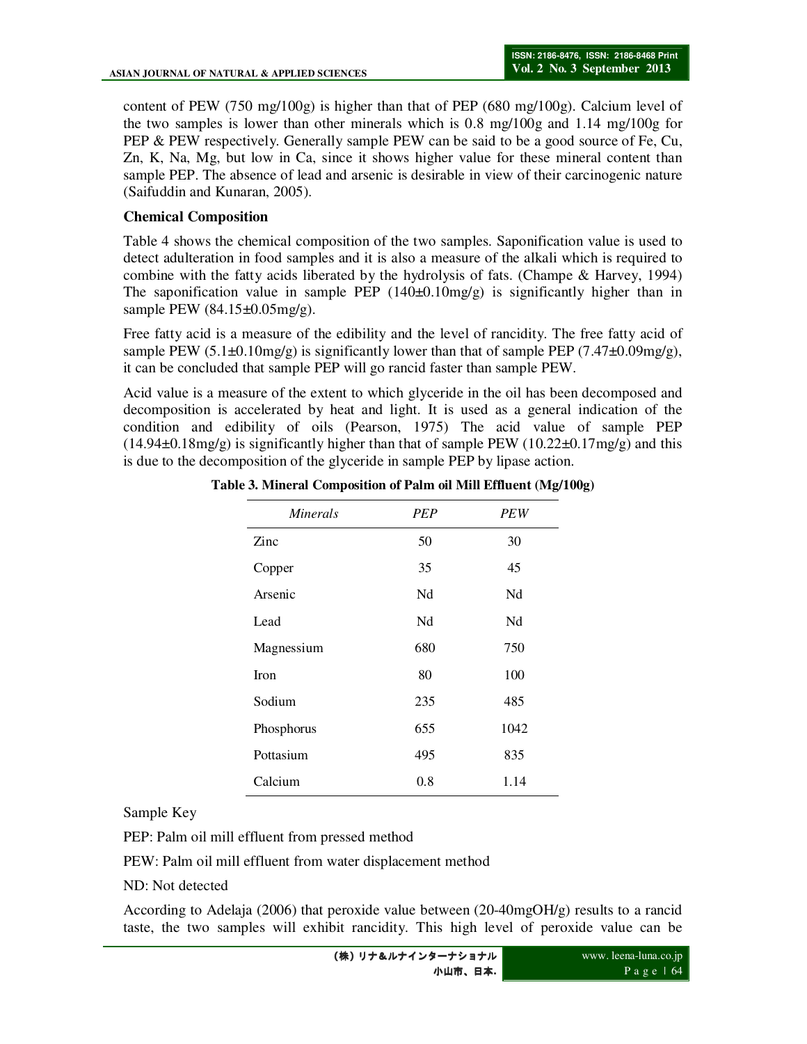content of PEW (750 mg/100g) is higher than that of PEP (680 mg/100g). Calcium level of the two samples is lower than other minerals which is 0.8 mg/100g and 1.14 mg/100g for PEP & PEW respectively. Generally sample PEW can be said to be a good source of Fe, Cu, Zn, K, Na, Mg, but low in Ca, since it shows higher value for these mineral content than sample PEP. The absence of lead and arsenic is desirable in view of their carcinogenic nature (Saifuddin and Kunaran, 2005).

**Chemical Composition**

Table 4 shows the chemical composition of the two samples. Saponification value is used to detect adulteration in food samples and it is also a measure of the alkali which is required to combine with the fatty acids liberated by the hydrolysis of fats. (Champe & Harvey, 1994) The saponification value in sample PEP (140±0.10mg/g) is significantly higher than in sample PEW (84.15±0.05mg/g).

Free fatty acid is a measure of the edibility and the level of rancidity. The free fatty acid of sample PEW (5.1±0.10mg/g) is significantly lower than that of sample PEP (7.47±0.09mg/g), it can be concluded that sample PEP will go rancid faster than sample PEW.

Acid value is a measure of the extent to which glyceride in the oil has been decomposed and decomposition is accelerated by heat and light. It is used as a general indication of the condition and edibility of oils (Pearson, 1975) The acid value of sample PEP (14.94±0.18mg/g) is significantly higher than that of sample PEW (10.22±0.17mg/g) and this is due to the decomposition of the glyceride in sample PEP by lipase action.

**Table 3. Mineral Composition of Palm oil Mill Effluent (Mg/100g)**

| *Minerals* | *PEP* | *PEW* |
|---|---|---|
| Zinc | 50 | 30 |
| Copper | 35 | 45 |
| Arsenic | Nd | Nd |
| Lead | Nd | Nd |
| Magnessium | 680 | 750 |
| Iron | 80 | 100 |
| Sodium | 235 | 485 |
| Phosphorus | 655 | 1042 |
| Pottasium | 495 | 835 |
| Calcium | 0.8 | 1.14 |

Sample Key

PEP: Palm oil mill effluent from pressed method

PEW: Palm oil mill effluent from water displacement method

ND: Not detected

According to Adelaja (2006) that peroxide value between (20-40mgOH/g) results to a rancid taste, the two samples will exhibit rancidity. This high level of peroxide value can be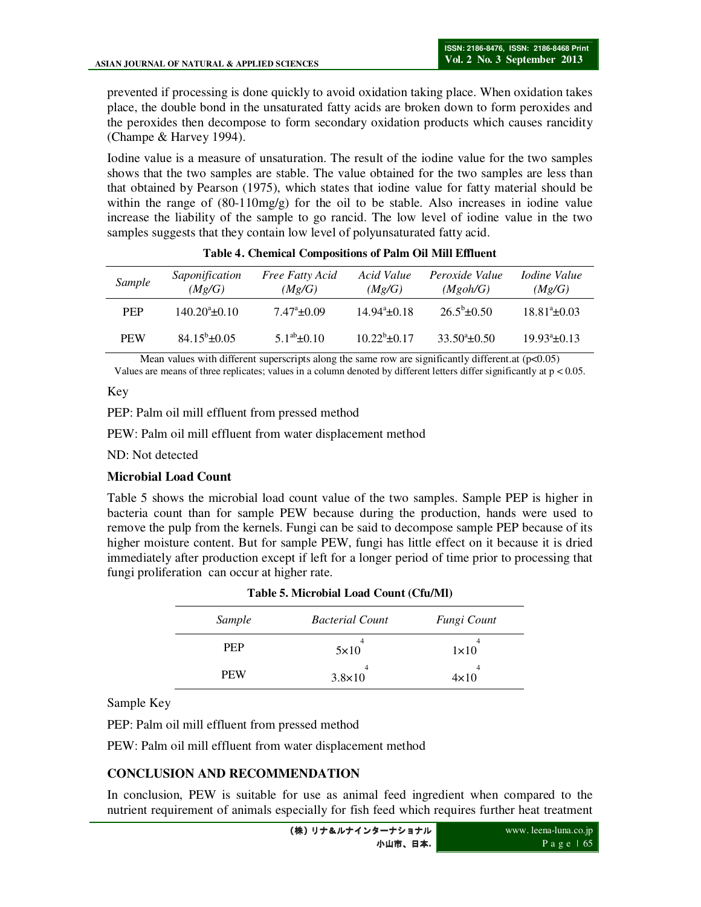prevented if processing is done quickly to avoid oxidation taking place. When oxidation takes place, the double bond in the unsaturated fatty acids are broken down to form peroxides and the peroxides then decompose to form secondary oxidation products which causes rancidity (Champe & Harvey 1994).

Iodine value is a measure of unsaturation. The result of the iodine value for the two samples shows that the two samples are stable. The value obtained for the two samples are less than that obtained by Pearson (1975), which states that iodine value for fatty material should be within the range of (80-110mg/g) for the oil to be stable. Also increases in iodine value increase the liability of the sample to go rancid. The low level of iodine value in the two samples suggests that they contain low level of polyunsaturated fatty acid.

**Table 4. Chemical Compositions of Palm Oil Mill Effluent**

| *Sample* | *Saponification (Mg/G)* | *Free Fatty Acid (Mg/G)* | *Acid Value (Mg/G)* | *Peroxide Value (Mgoh/G)* | *Iodine Value (Mg/G)* |
|---|---|---|---|---|---|
| PEP | $140.20^{a}\pm0.10$ | $7.47^{a}\pm0.09$ | $14.94^{a}\pm0.18$ | $26.5^{b}\pm0.50$ | $18.81^{a}\pm0.03$ |
| PEW | $84.15^{b}\pm0.05$ | $5.1^{ab}\pm0.10$ | $10.22^{b}\pm0.17$ | $33.50^{a}\pm0.50$ | $19.93^{a}\pm0.13$ |

Mean values with different superscripts along the same row are significantly different.at ($p<0.05$)

Values are means of three replicates; values in a column denoted by different letters differ significantly at $p < 0.05$.

Key

PEP: Palm oil mill effluent from pressed method

PEW: Palm oil mill effluent from water displacement method

ND: Not detected

**Microbial Load Count**

Table 5 shows the microbial load count value of the two samples. Sample PEP is higher in bacteria count than for sample PEW because during the production, hands were used to remove the pulp from the kernels. Fungi can be said to decompose sample PEP because of its higher moisture content. But for sample PEW, fungi has little effect on it because it is dried immediately after production except if left for a longer period of time prior to processing that fungi proliferation can occur at higher rate.

**Table 5. Microbial Load Count (Cfu/Ml)**

| *Sample* | *Bacterial Count* | *Fungi Count* |
|---|---|---|
| PEP | $5\times10^{4}$ | $1\times10^{4}$ |
| PEW | $3.8\times10^{4}$ | $4\times10^{4}$ |

Sample Key

PEP: Palm oil mill effluent from pressed method

PEW: Palm oil mill effluent from water displacement method

## CONCLUSION AND RECOMMENDATION

In conclusion, PEW is suitable for use as animal feed ingredient when compared to the nutrient requirement of animals especially for fish feed which requires further heat treatment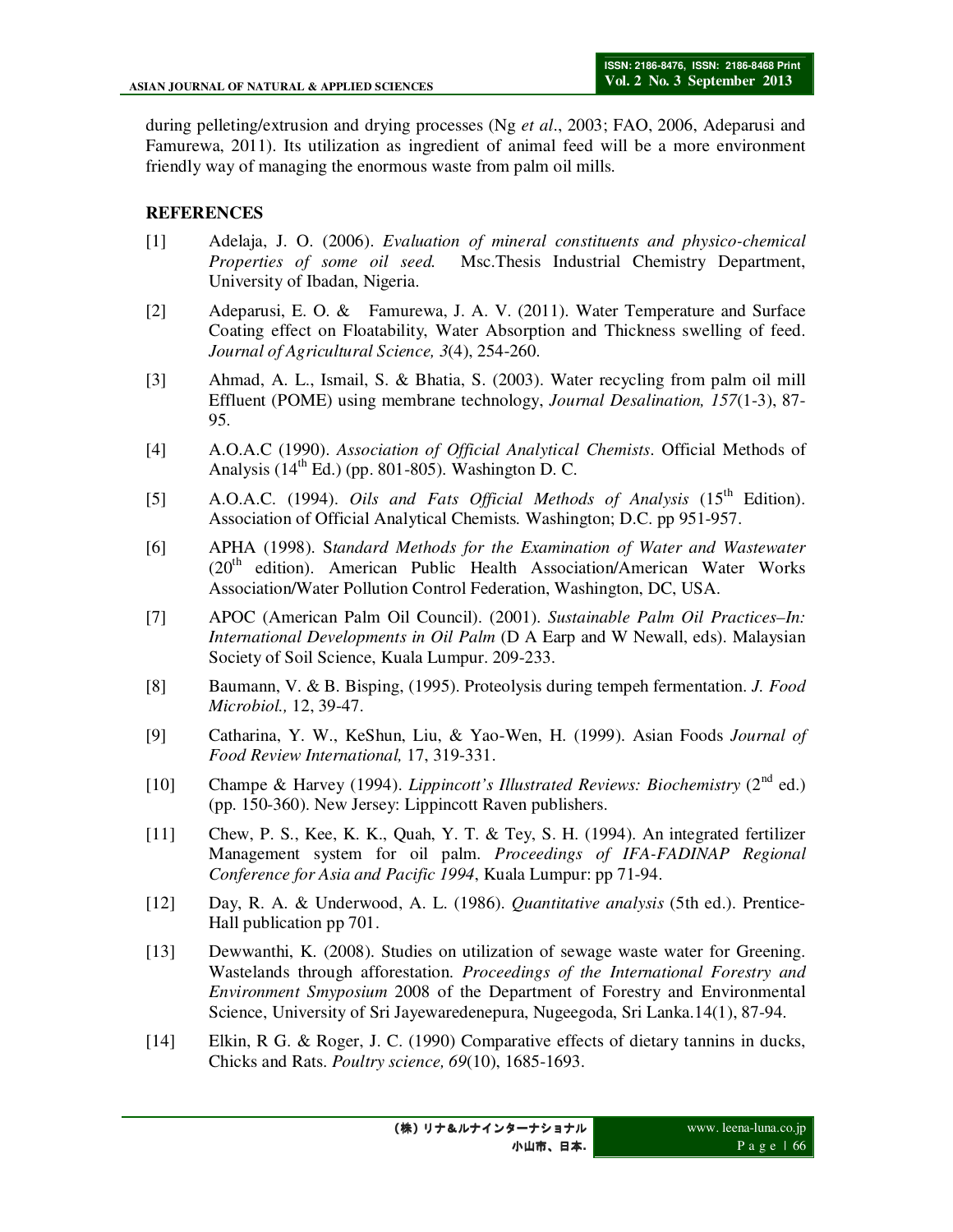during pelleting/extrusion and drying processes (Ng *et al*., 2003; FAO, 2006, Adeparusi and Famurewa, 2011). Its utilization as ingredient of animal feed will be a more environment friendly way of managing the enormous waste from palm oil mills.

## REFERENCES

[1] Adelaja, J. O. (2006). *Evaluation of mineral constituents and physico-chemical Properties of some oil seed.* Msc.Thesis Industrial Chemistry Department, University of Ibadan, Nigeria.

[2] Adeparusi, E. O. & Famurewa, J. A. V. (2011). Water Temperature and Surface Coating effect on Floatability, Water Absorption and Thickness swelling of feed. *Journal of Agricultural Science, 3*(4), 254-260.

[3] Ahmad, A. L., Ismail, S. & Bhatia, S. (2003). Water recycling from palm oil mill Effluent (POME) using membrane technology, *Journal Desalination, 157*(1-3), 87-95.

[4] A.O.A.C (1990). *Association of Official Analytical Chemists*. Official Methods of Analysis (14th Ed.) (pp. 801-805). Washington D. C.

[5] A.O.A.C. (1994). *Oils and Fats Official Methods of Analysis* (15th Edition). Association of Official Analytical Chemists. Washington; D.C. pp 951-957.

[6] APHA (1998). S*tandard Methods for the Examination of Water and Wastewater* (20th edition). American Public Health Association/American Water Works Association/Water Pollution Control Federation, Washington, DC, USA.

[7] APOC (American Palm Oil Council). (2001). *Sustainable Palm Oil Practices–In: International Developments in Oil Palm* (D A Earp and W Newall, eds). Malaysian Society of Soil Science, Kuala Lumpur. 209-233.

[8] Baumann, V. & B. Bisping, (1995). Proteolysis during tempeh fermentation. *J. Food Microbiol.,* 12, 39-47.

[9] Catharina, Y. W., KeShun, Liu, & Yao-Wen, H. (1999). Asian Foods *Journal of Food Review International,* 17, 319-331.

[10] Champe & Harvey (1994). *Lippincott's Illustrated Reviews: Biochemistry* (2nd ed.) (pp. 150-360). New Jersey: Lippincott Raven publishers.

[11] Chew, P. S., Kee, K. K., Quah, Y. T. & Tey, S. H. (1994). An integrated fertilizer Management system for oil palm. *Proceedings of IFA-FADINAP Regional Conference for Asia and Pacific 1994*, Kuala Lumpur: pp 71-94.

[12] Day, R. A. & Underwood, A. L. (1986). *Quantitative analysis* (5th ed.). Prentice-Hall publication pp 701.

[13] Dewwanthi, K. (2008). Studies on utilization of sewage waste water for Greening. Wastelands through afforestation. *Proceedings of the International Forestry and Environment Smyposium* 2008 of the Department of Forestry and Environmental Science, University of Sri Jayewaredenepura, Nugeegoda, Sri Lanka.14(1), 87-94.

[14] Elkin, R G. & Roger, J. C. (1990) Comparative effects of dietary tannins in ducks, Chicks and Rats. *Poultry science, 69*(10), 1685-1693.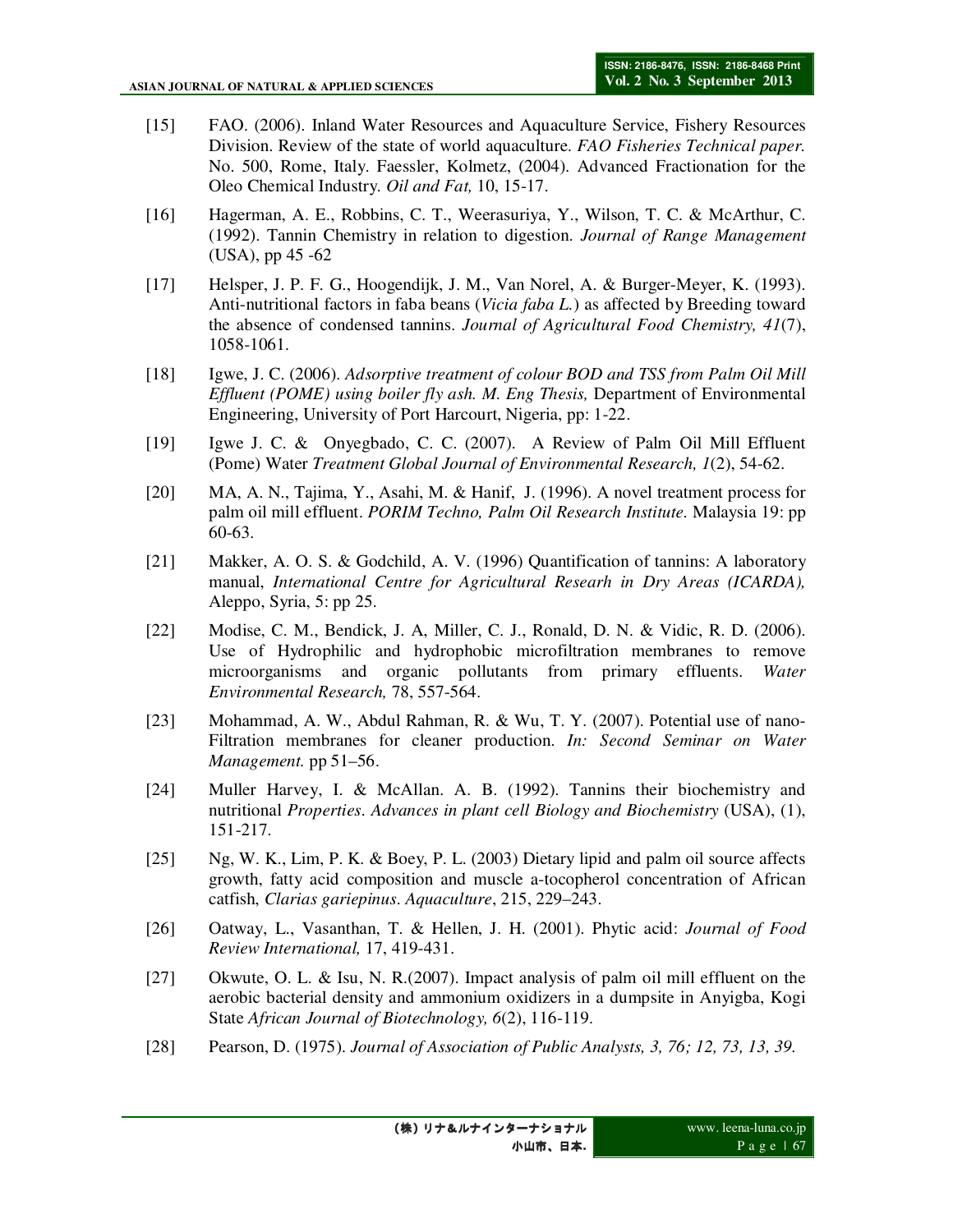[15] FAO. (2006). Inland Water Resources and Aquaculture Service, Fishery Resources Division. Review of the state of world aquaculture. *FAO Fisheries Technical paper.* No. 500, Rome, Italy. Faessler, Kolmetz, (2004). Advanced Fractionation for the Oleo Chemical Industry. *Oil and Fat,* 10, 15-17.

[16] Hagerman, A. E., Robbins, C. T., Weerasuriya, Y., Wilson, T. C. & McArthur, C. (1992). Tannin Chemistry in relation to digestion. *Journal of Range Management* (USA), pp 45 -62

[17] Helsper, J. P. F. G., Hoogendijk, J. M., Van Norel, A. & Burger-Meyer, K. (1993). Anti-nutritional factors in faba beans (*Vicia faba L.*) as affected by Breeding toward the absence of condensed tannins. *Journal of Agricultural Food Chemistry, 41*(7), 1058-1061.

[18] Igwe, J. C. (2006). *Adsorptive treatment of colour BOD and TSS from Palm Oil Mill Effluent (POME) using boiler fly ash. M. Eng Thesis,* Department of Environmental Engineering, University of Port Harcourt, Nigeria, pp: 1-22.

[19] Igwe J. C. & Onyegbado, C. C. (2007). A Review of Palm Oil Mill Effluent (Pome) Water *Treatment Global Journal of Environmental Research, 1*(2), 54-62.

[20] MA, A. N., Tajima, Y., Asahi, M. & Hanif, J. (1996). A novel treatment process for palm oil mill effluent. *PORIM Techno, Palm Oil Research Institute.* Malaysia 19: pp 60-63.

[21] Makker, A. O. S. & Godchild, A. V. (1996) Quantification of tannins: A laboratory manual, *International Centre for Agricultural Researh in Dry Areas (ICARDA),* Aleppo, Syria, 5: pp 25.

[22] Modise, C. M., Bendick, J. A, Miller, C. J., Ronald, D. N. & Vidic, R. D. (2006). Use of Hydrophilic and hydrophobic microfiltration membranes to remove microorganisms and organic pollutants from primary effluents. *Water Environmental Research,* 78, 557-564.

[23] Mohammad, A. W., Abdul Rahman, R. & Wu, T. Y. (2007). Potential use of nano-Filtration membranes for cleaner production. *In: Second Seminar on Water Management.* pp 51–56.

[24] Muller Harvey, I. & McAllan. A. B. (1992). Tannins their biochemistry and nutritional *Properties. Advances in plant cell Biology and Biochemistry* (USA), (1), 151-217.

[25] Ng, W. K., Lim, P. K. & Boey, P. L. (2003) Dietary lipid and palm oil source affects growth, fatty acid composition and muscle a-tocopherol concentration of African catfish, *Clarias gariepinus*. *Aquaculture*, 215, 229–243.

[26] Oatway, L., Vasanthan, T. & Hellen, J. H. (2001). Phytic acid: *Journal of Food Review International,* 17, 419-431.

[27] Okwute, O. L. & Isu, N. R.(2007). Impact analysis of palm oil mill effluent on the aerobic bacterial density and ammonium oxidizers in a dumpsite in Anyigba, Kogi State *African Journal of Biotechnology, 6*(2), 116-119.

[28] Pearson, D. (1975). *Journal of Association of Public Analysts, 3, 76; 12, 73, 13, 39.*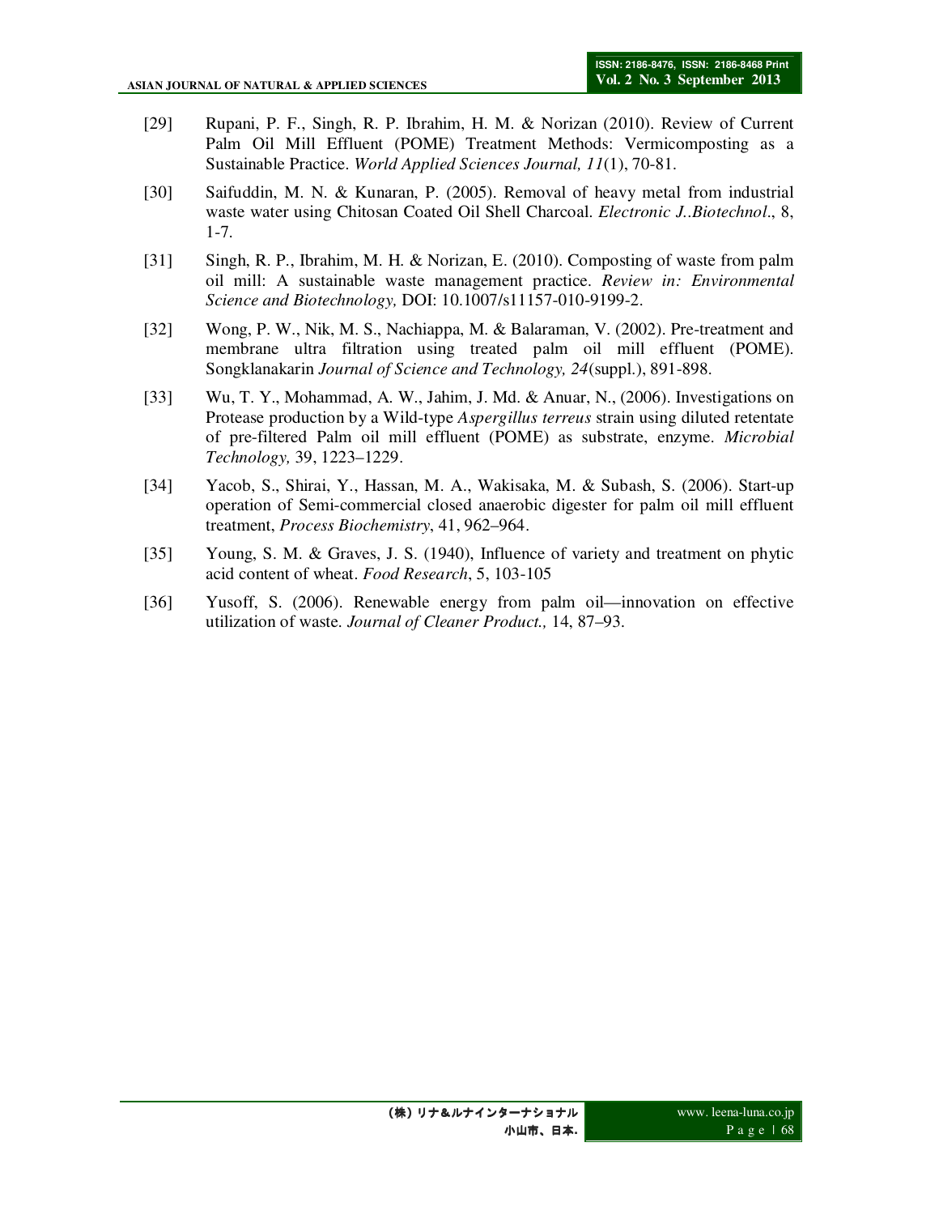[29] Rupani, P. F., Singh, R. P. Ibrahim, H. M. & Norizan (2010). Review of Current Palm Oil Mill Effluent (POME) Treatment Methods: Vermicomposting as a Sustainable Practice. *World Applied Sciences Journal, 11*(1), 70-81.

[30] Saifuddin, M. N. & Kunaran, P. (2005). Removal of heavy metal from industrial waste water using Chitosan Coated Oil Shell Charcoal. *Electronic J..Biotechnol*., 8, 1-7.

[31] Singh, R. P., Ibrahim, M. H. & Norizan, E. (2010). Composting of waste from palm oil mill: A sustainable waste management practice. *Review in: Environmental Science and Biotechnology,* DOI: 10.1007/s11157-010-9199-2.

[32] Wong, P. W., Nik, M. S., Nachiappa, M. & Balaraman, V. (2002). Pre-treatment and membrane ultra filtration using treated palm oil mill effluent (POME). Songklanakarin *Journal of Science and Technology, 24*(suppl.), 891-898.

[33] Wu, T. Y., Mohammad, A. W., Jahim, J. Md. & Anuar, N., (2006). Investigations on Protease production by a Wild-type *Aspergillus terreus* strain using diluted retentate of pre-filtered Palm oil mill effluent (POME) as substrate, enzyme. *Microbial Technology,* 39, 1223–1229.

[34] Yacob, S., Shirai, Y., Hassan, M. A., Wakisaka, M. & Subash, S. (2006). Start-up operation of Semi-commercial closed anaerobic digester for palm oil mill effluent treatment, *Process Biochemistry*, 41, 962–964.

[35] Young, S. M. & Graves, J. S. (1940), Influence of variety and treatment on phytic acid content of wheat. *Food Research*, 5, 103-105

[36] Yusoff, S. (2006). Renewable energy from palm oil—innovation on effective utilization of waste. *Journal of Cleaner Product.,* 14, 87–93.